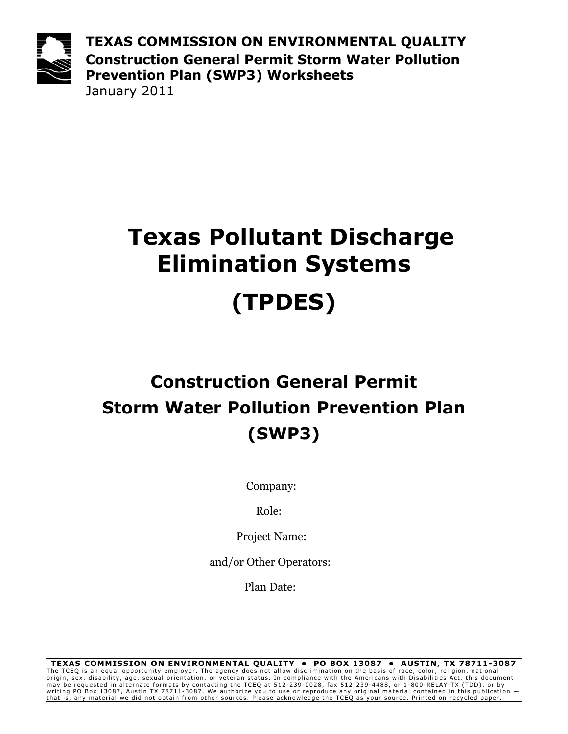**TEXAS COMMISSION ON ENVIRONMENTAL QUALITY**

**Construction General Permit Storm Water Pollution Prevention Plan (SWP3) Worksheets**

January 2011

# Texas Pollutant Discharge Elimination Systems

# (TPDES)

## Construction General Permit
## Storm Water Pollution Prevention Plan
## (SWP3)

Company:

Role:

Project Name:

and/or Other Operators:

Plan Date:

**TEXAS COMMISSION ON ENVIRONMENTAL QUALITY • PO BOX 13087 • AUSTIN, TX 78711-3087**

The TCEQ is an equal opportunity employer. The agency does not allow discrimination on the basis of race, color, religion, national origin, sex, disability, age, sexual orientation, or veteran status. In compliance with the Americans with Disabilities Act, this document may be requested in alternate formats by contacting the TCEQ at 512-239-0028, fax 512-239-4488, or 1-800-RELAY-TX (TDD), or by writing PO Box 13087, Austin TX 78711-3087. We authorize you to use or reproduce any original material contained in this publication — that is, any material we did not obtain from other sources. Please acknowledge the TCEQ as your source. Printed on recycled paper.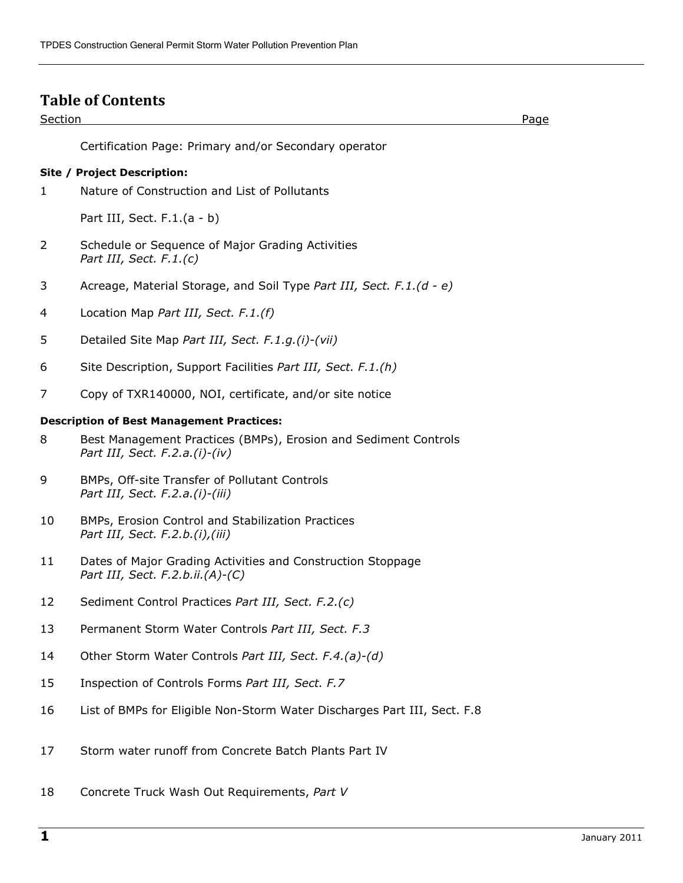## Table of Contents

| Section | | Page |
|---|---|---|
| | Certification Page: Primary and/or Secondary operator | |
| **Site / Project Description:** | | |
| 1 | Nature of Construction and List of Pollutants<br><br>Part III, Sect. F.1.(a - b) | |
| 2 | Schedule or Sequence of Major Grading Activities<br>*Part III, Sect. F.1.(c)* | |
| 3 | Acreage, Material Storage, and Soil Type *Part III, Sect. F.1.(d - e)* | |
| 4 | Location Map *Part III, Sect. F.1.(f)* | |
| 5 | Detailed Site Map *Part III, Sect. F.1.g.(i)-(vii)* | |
| 6 | Site Description, Support Facilities *Part III, Sect. F.1.(h)* | |
| 7 | Copy of TXR140000, NOI, certificate, and/or site notice | |
| **Description of Best Management Practices:** | | |
| 8 | Best Management Practices (BMPs), Erosion and Sediment Controls<br>*Part III, Sect. F.2.a.(i)-(iv)* | |
| 9 | BMPs, Off-site Transfer of Pollutant Controls<br>*Part III, Sect. F.2.a.(i)-(iii)* | |
| 10 | BMPs, Erosion Control and Stabilization Practices<br>*Part III, Sect. F.2.b.(i),(iii)* | |
| 11 | Dates of Major Grading Activities and Construction Stoppage<br>*Part III, Sect. F.2.b.ii.(A)-(C)* | |
| 12 | Sediment Control Practices *Part III, Sect. F.2.(c)* | |
| 13 | Permanent Storm Water Controls *Part III, Sect. F.3* | |
| 14 | Other Storm Water Controls *Part III, Sect. F.4.(a)-(d)* | |
| 15 | Inspection of Controls Forms *Part III, Sect. F.7* | |
| 16 | List of BMPs for Eligible Non-Storm Water Discharges Part III, Sect. F.8 | |
| 17 | Storm water runoff from Concrete Batch Plants Part IV | |
| 18 | Concrete Truck Wash Out Requirements, *Part V* | |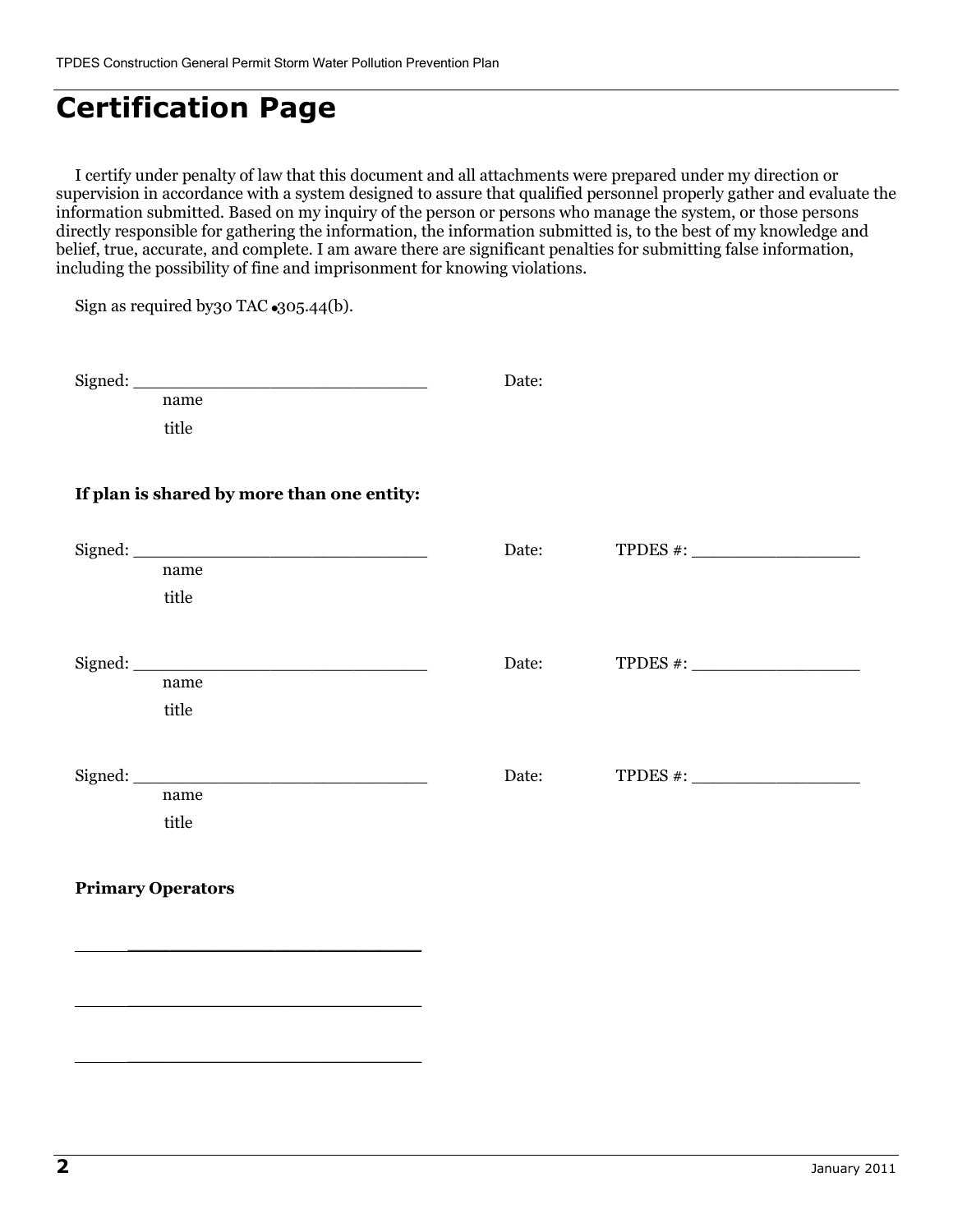# Certification Page

I certify under penalty of law that this document and all attachments were prepared under my direction or supervision in accordance with a system designed to assure that qualified personnel properly gather and evaluate the information submitted. Based on my inquiry of the person or persons who manage the system, or those persons directly responsible for gathering the information, the information submitted is, to the best of my knowledge and belief, true, accurate, and complete. I am aware there are significant penalties for submitting false information, including the possibility of fine and imprisonment for knowing violations.

Sign as required by30 TAC •305.44(b).

Signed: ______________________________ Date:

name

title

**If plan is shared by more than one entity:**

Signed: ______________________________ Date: TPDES #: _________________

name

title

Signed: ______________________________ Date: TPDES #: _________________

name

title

Signed: ______________________________ Date: TPDES #: _________________

name

title

**Primary Operators**

______________________________

______________________________

______________________________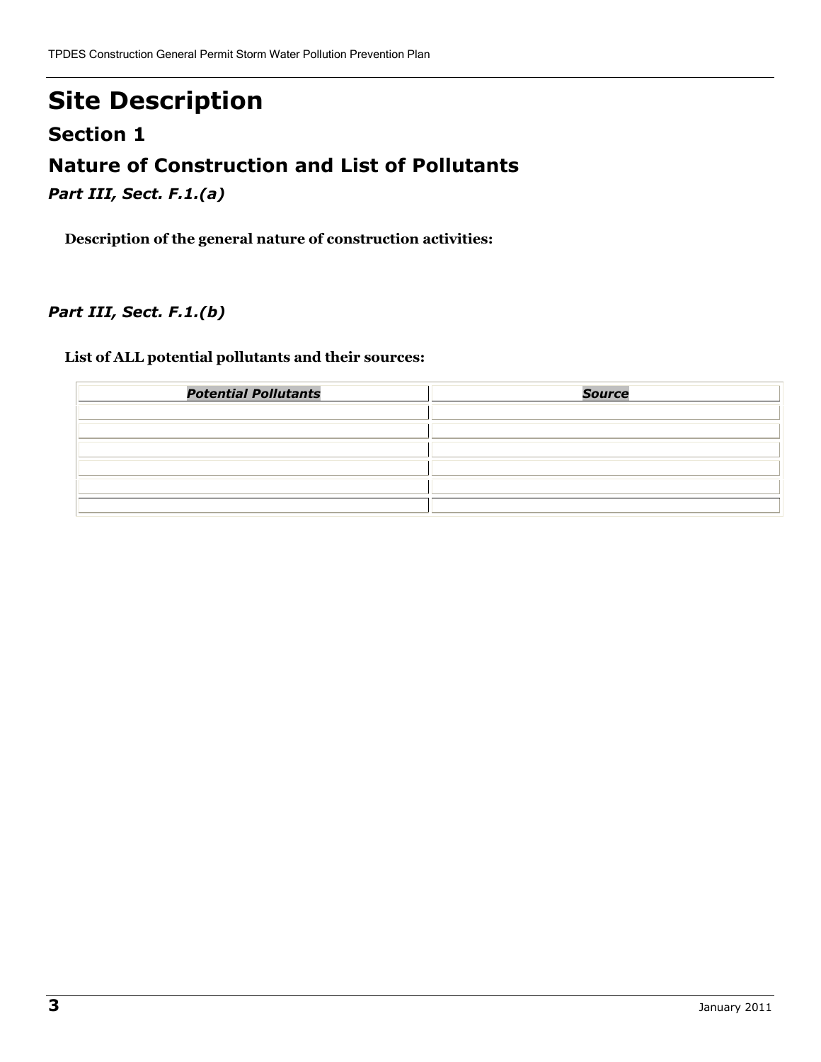# Site Description

## Section 1

## Nature of Construction and List of Pollutants

### *Part III, Sect. F.1.(a)*

**Description of the general nature of construction activities:**

### *Part III, Sect. F.1.(b)*

**List of ALL potential pollutants and their sources:**

| *Potential Pollutants* | *Source* |
| --- | --- |
| | |
| | |
| | |
| | |
| | |
| | |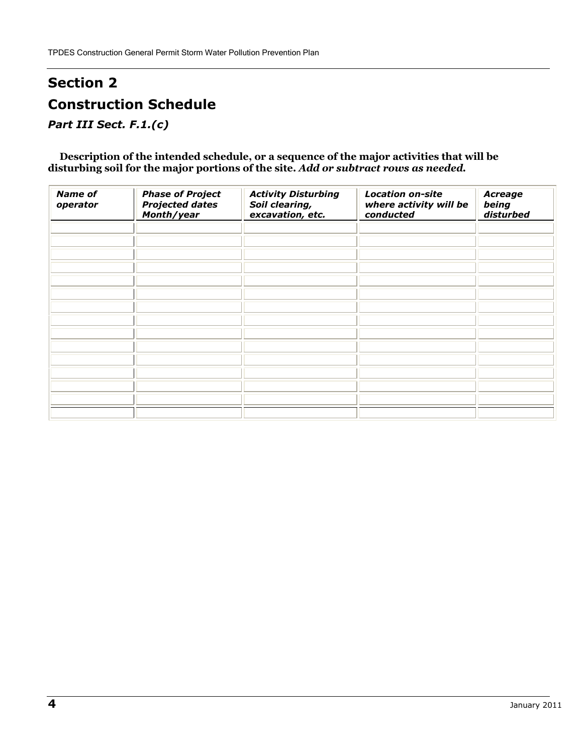# Section 2

# Construction Schedule

### *Part III Sect. F.1.(c)*

**Description of the intended schedule, or a sequence of the major activities that will be disturbing soil for the major portions of the site.** ***Add or subtract rows as needed.***

| *Name of operator* | *Phase of Project Projected dates Month/year* | *Activity Disturbing Soil clearing, excavation, etc.* | *Location on-site where activity will be conducted* | *Acreage being disturbed* |
|---|---|---|---|---|
| | | | | |
| | | | | |
| | | | | |
| | | | | |
| | | | | |
| | | | | |
| | | | | |
| | | | | |
| | | | | |
| | | | | |
| | | | | |
| | | | | |
| | | | | |
| | | | | |
| | | | | |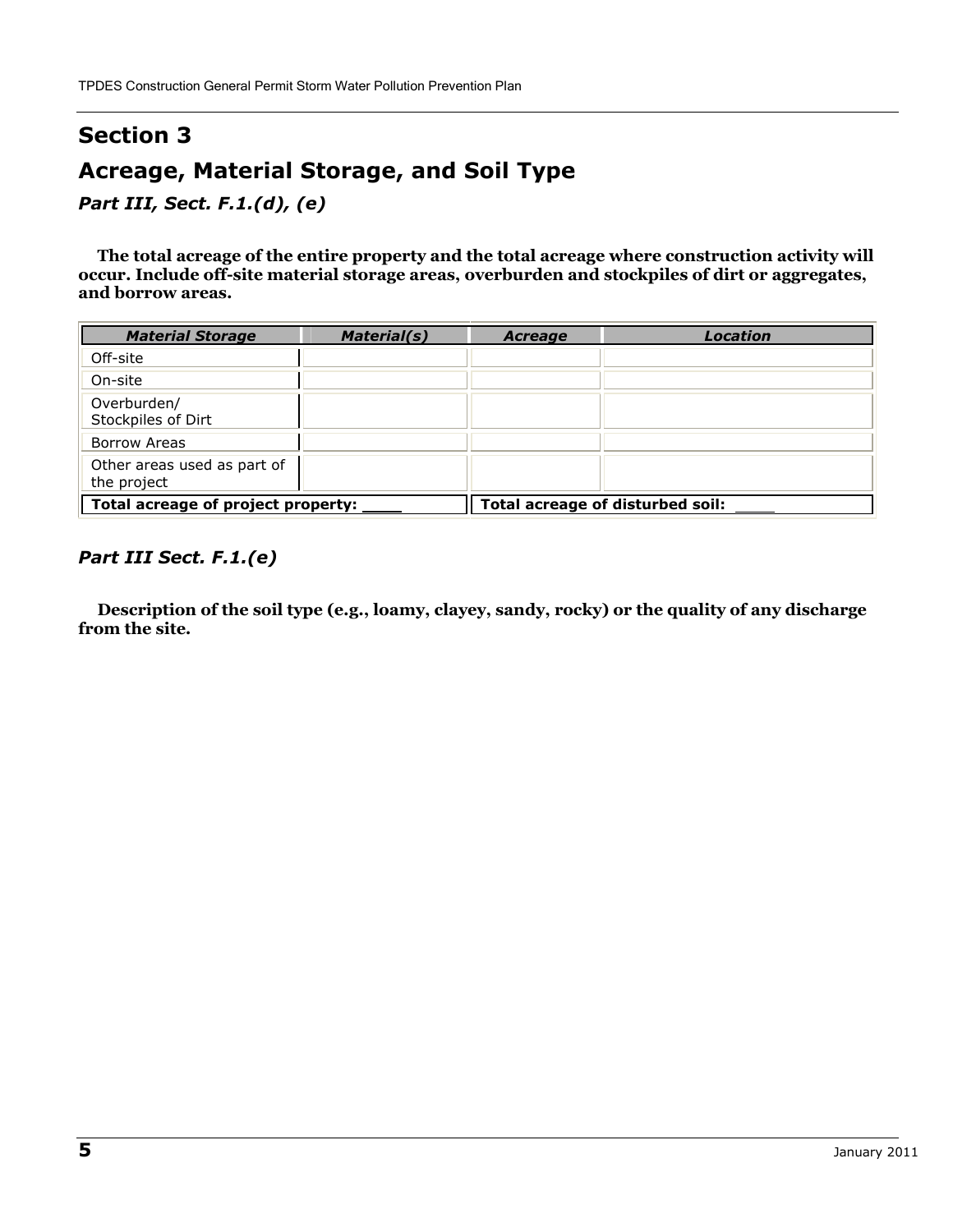# Section 3

## Acreage, Material Storage, and Soil Type

### *Part III, Sect. F.1.(d), (e)*

**The total acreage of the entire property and the total acreage where construction activity will occur. Include off-site material storage areas, overburden and stockpiles of dirt or aggregates, and borrow areas.**

| ***Material Storage*** | ***Material(s)*** | ***Acreage*** | ***Location*** |
|---|---|---|---|
| Off-site | | | |
| On-site | | | |
| Overburden/ Stockpiles of Dirt | | | |
| Borrow Areas | | | |
| Other areas used as part of the project | | | |
| **Total acreage of project property: ____** | | **Total acreage of disturbed soil: ____** | |

### *Part III Sect. F.1.(e)*

**Description of the soil type (e.g., loamy, clayey, sandy, rocky) or the quality of any discharge from the site.**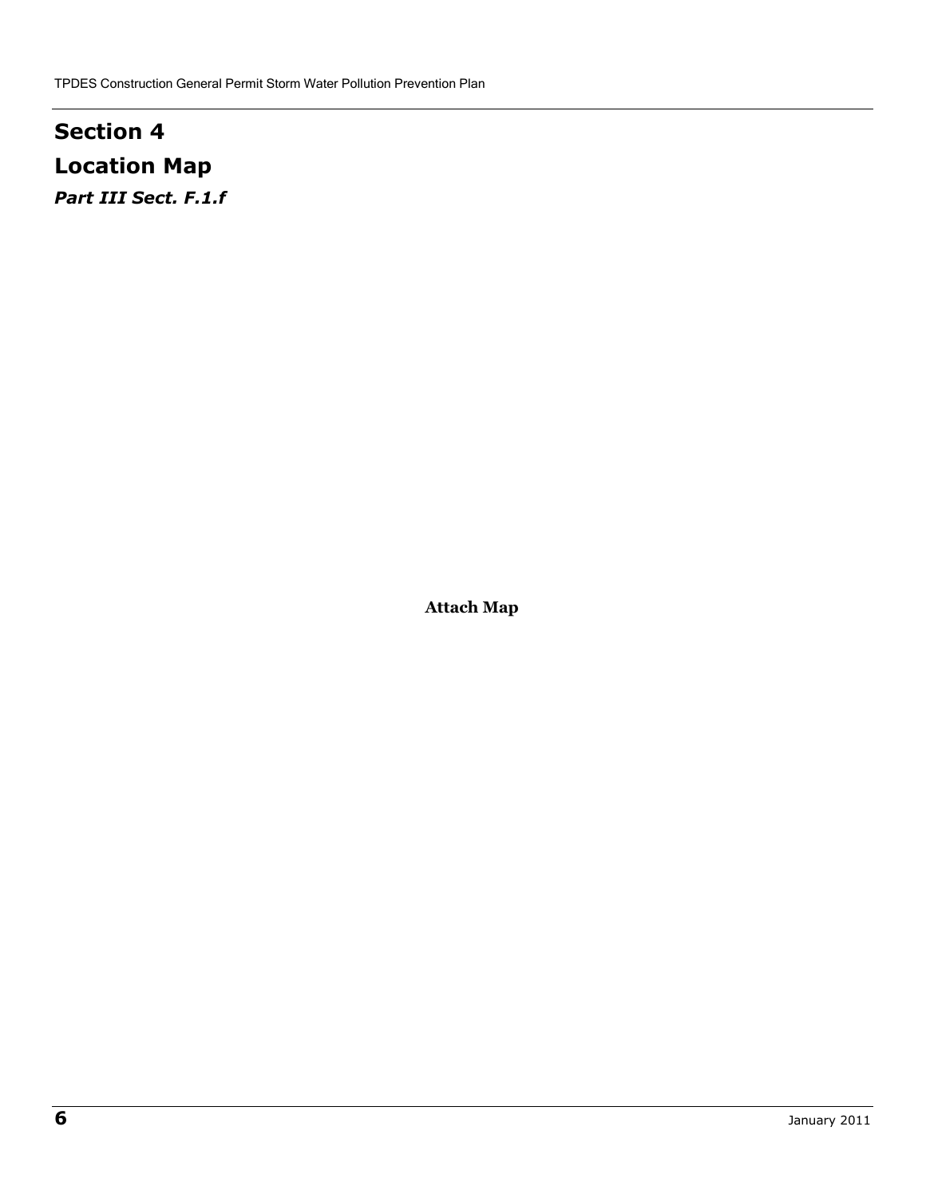# Section 4

# Location Map

***Part III Sect. F.1.f***

**Attach Map**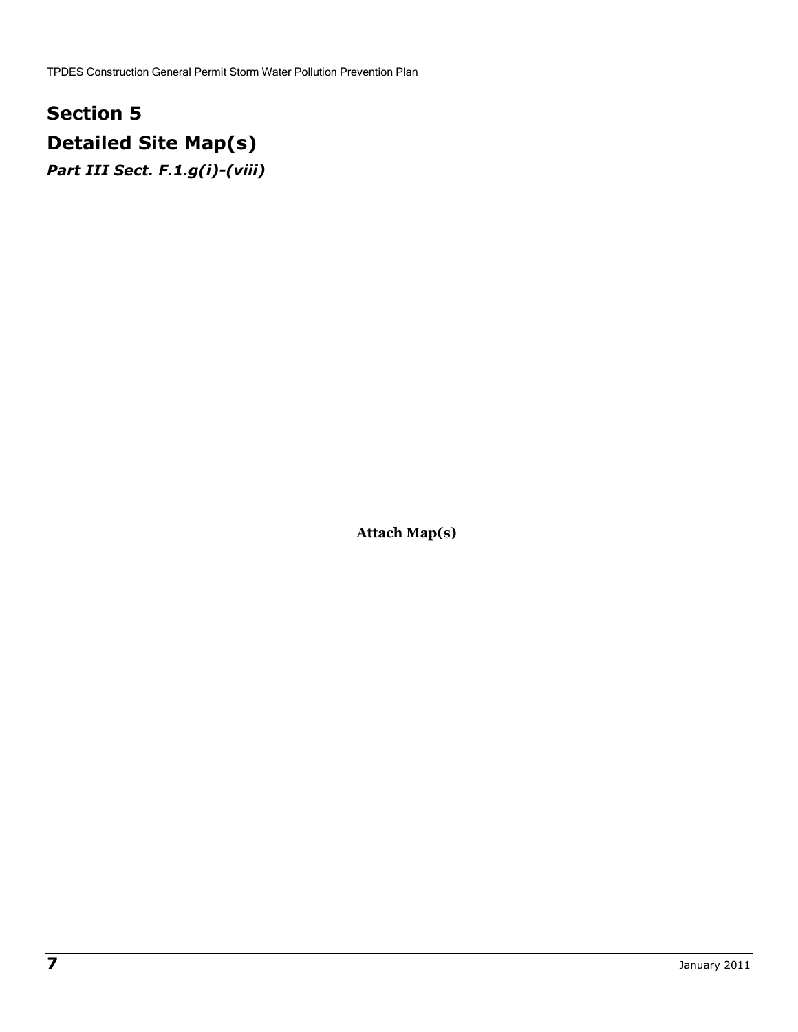# Section 5
## Detailed Site Map(s)
***Part III Sect. F.1.g(i)-(viii)***

**Attach Map(s)**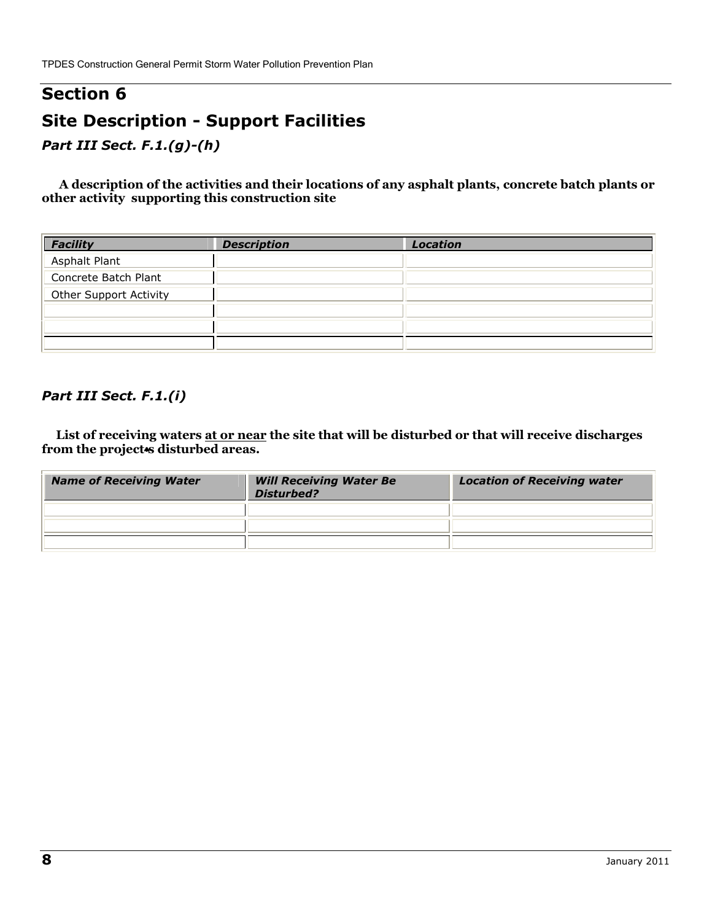# Section 6

## Site Description - Support Facilities

### *Part III Sect. F.1.(g)-(h)*

**A description of the activities and their locations of any asphalt plants, concrete batch plants or other activity supporting this construction site**

| *Facility* | *Description* | *Location* |
|---|---|---|
| Asphalt Plant | | |
| Concrete Batch Plant | | |
| Other Support Activity | | |
| | | |
| | | |
| | | |

### *Part III Sect. F.1.(i)*

**List of receiving waters <u>at or near</u> the site that will be disturbed or that will receive discharges from the project•s disturbed areas.**

| *Name of Receiving Water* | *Will Receiving Water Be Disturbed?* | *Location of Receiving water* |
|---|---|---|
| | | |
| | | |
| | | |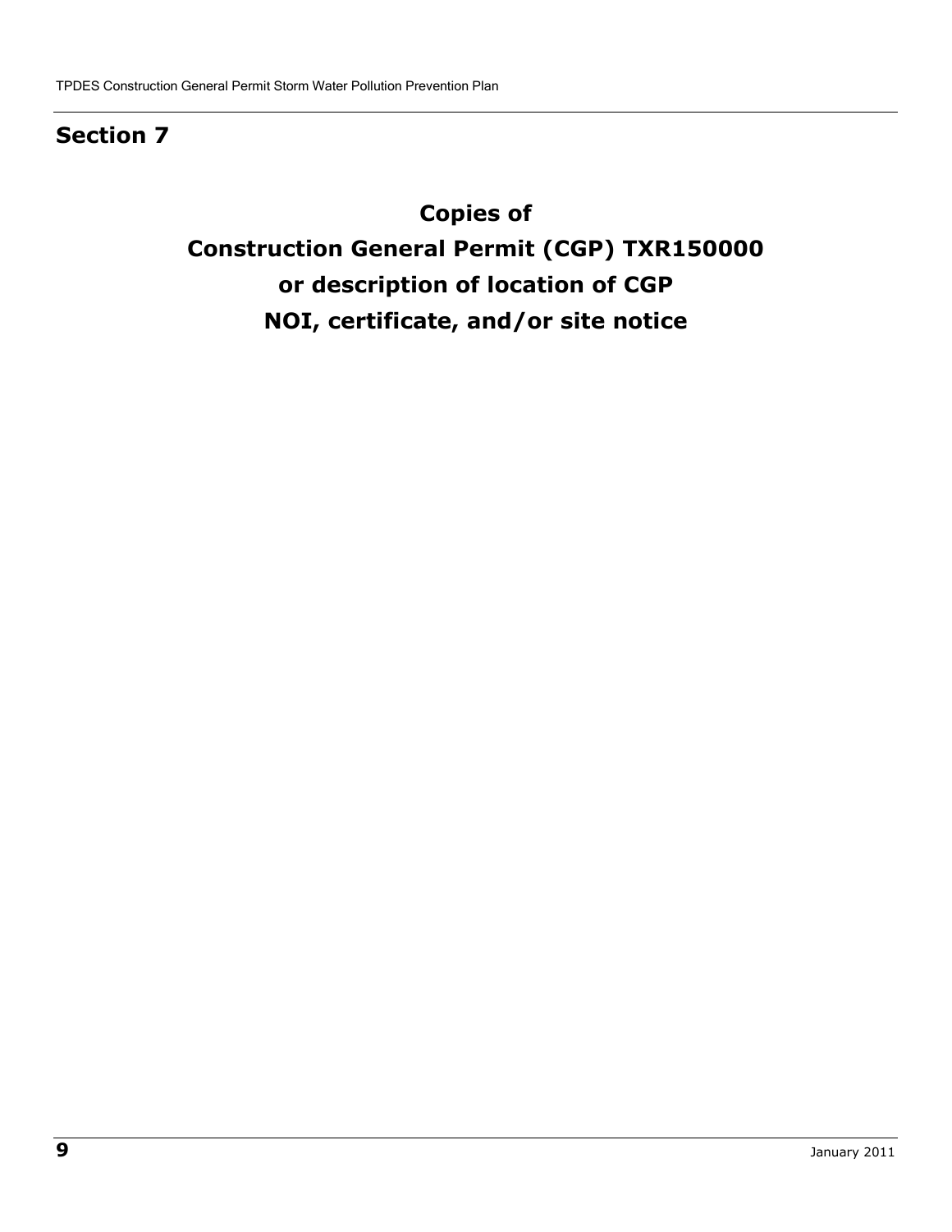# Section 7

## Copies of Construction General Permit (CGP) TXR150000 or description of location of CGP NOI, certificate, and/or site notice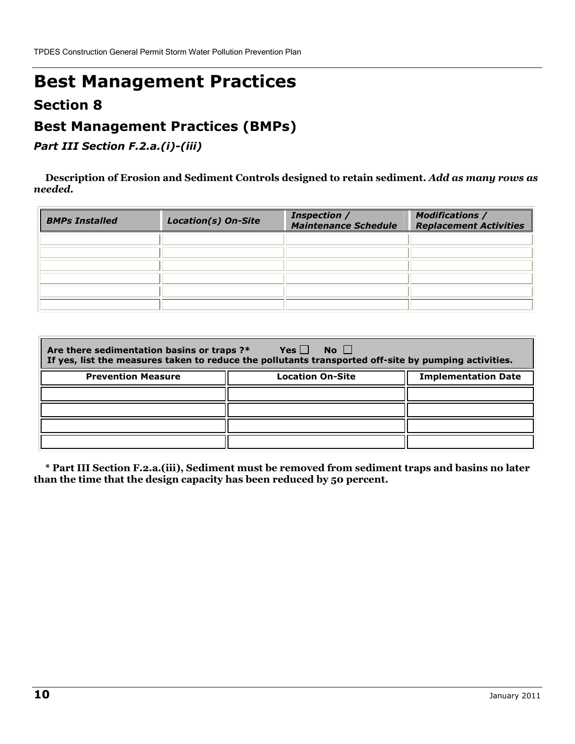# Best Management Practices

## Section 8

## Best Management Practices (BMPs)

### *Part III Section F.2.a.(i)-(iii)*

**Description of Erosion and Sediment Controls designed to retain sediment.** ***Add as many rows as needed.***

| *BMPs Installed* | *Location(s) On-Site* | *Inspection / Maintenance Schedule* | *Modifications / Replacement Activities* |
|---|---|---|---|
| | | | |
| | | | |
| | | | |
| | | | |
| | | | |
| | | | |

**Are there sedimentation basins or traps ?*** **Yes** ☐ **No** ☐
**If yes, list the measures taken to reduce the pollutants transported off-site by pumping activities.**

| Prevention Measure | Location On-Site | Implementation Date |
|---|---|---|
| | | |
| | | |
| | | |
| | | |

**\* Part III Section F.2.a.(iii), Sediment must be removed from sediment traps and basins no later than the time that the design capacity has been reduced by 50 percent.**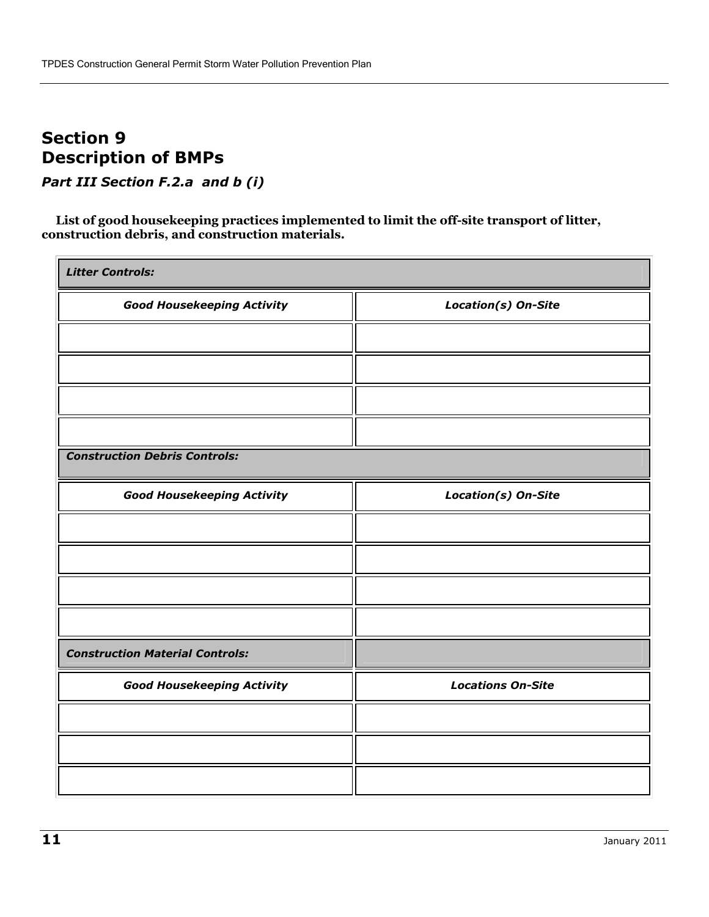# Section 9
# Description of BMPs

### *Part III Section F.2.a and b (i)*

**List of good housekeeping practices implemented to limit the off-site transport of litter, construction debris, and construction materials.**

| ***Litter Controls:*** | |
|---|---|
| ***Good Housekeeping Activity*** | ***Location(s) On-Site*** |
| | |
| | |
| | |
| | |
| ***Construction Debris Controls:*** | |
| ***Good Housekeeping Activity*** | ***Location(s) On-Site*** |
| | |
| | |
| | |
| | |
| ***Construction Material Controls:*** | |
| ***Good Housekeeping Activity*** | ***Locations On-Site*** |
| | |
| | |
| | |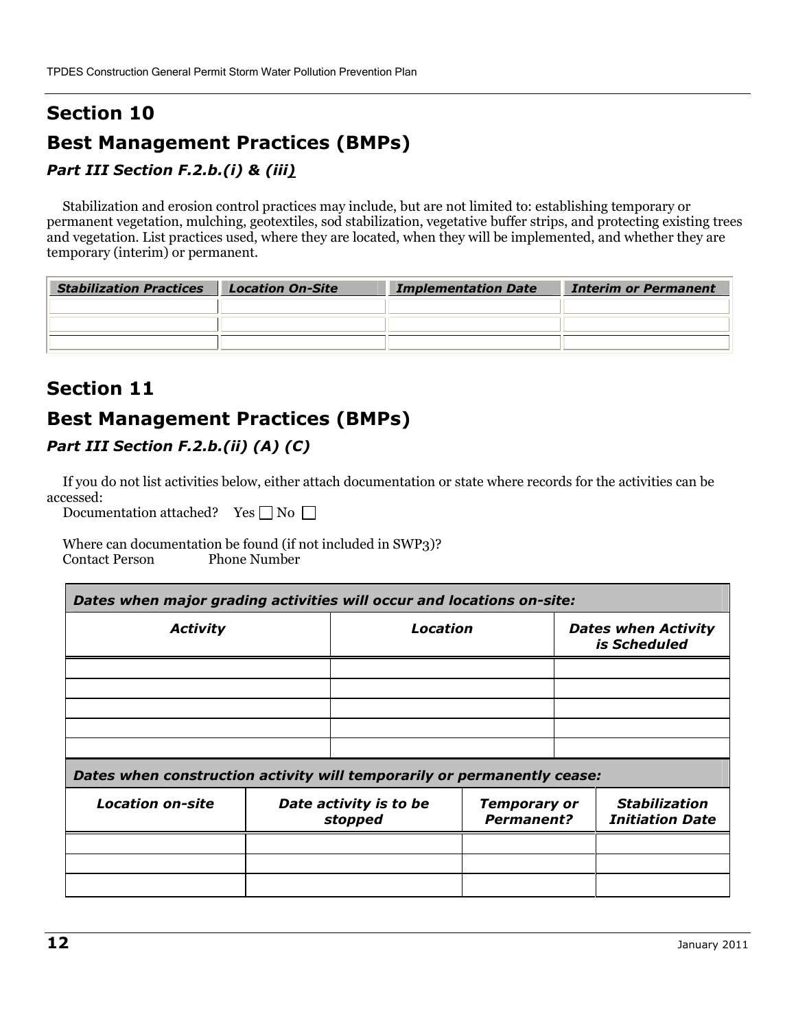# Section 10

## Best Management Practices (BMPs)

### *Part III Section F.2.b.(i) & (iii)*

Stabilization and erosion control practices may include, but are not limited to: establishing temporary or permanent vegetation, mulching, geotextiles, sod stabilization, vegetative buffer strips, and protecting existing trees and vegetation. List practices used, where they are located, when they will be implemented, and whether they are temporary (interim) or permanent.

| *Stabilization Practices* | *Location On-Site* | *Implementation Date* | *Interim or Permanent* |
|---|---|---|---|
| | | | |
| | | | |
| | | | |

# Section 11

## Best Management Practices (BMPs)

### *Part III Section F.2.b.(ii) (A) (C)*

If you do not list activities below, either attach documentation or state where records for the activities can be accessed:

Documentation attached? Yes ☐ No ☐

Where can documentation be found (if not included in SWP3)?

Contact Person Phone Number

| *Dates when major grading activities will occur and locations on-site:* | | |
|---|---|---|
| ***Activity*** | ***Location*** | ***Dates when Activity is Scheduled*** |
| | | |
| | | |
| | | |
| | | |
| | | |

| *Dates when construction activity will temporarily or permanently cease:* | | | |
|---|---|---|---|
| ***Location on-site*** | ***Date activity is to be stopped*** | ***Temporary or Permanent?*** | ***Stabilization Initiation Date*** |
| | | | |
| | | | |
| | | | |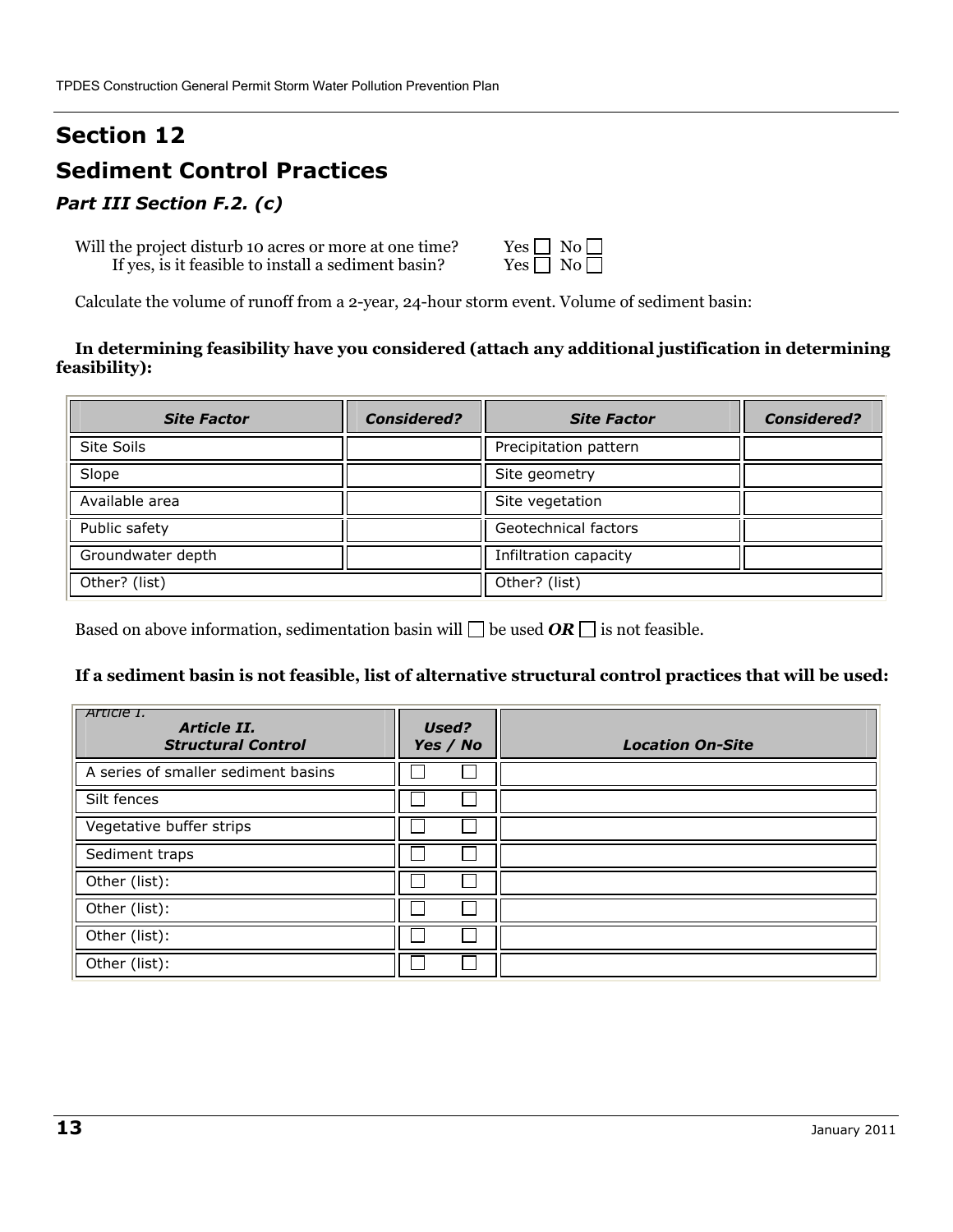# Section 12

# Sediment Control Practices

### *Part III Section F.2. (c)*

Will the project disturb 10 acres or more at one time? Yes ☐ No ☐
If yes, is it feasible to install a sediment basin? Yes ☐ No ☐

Calculate the volume of runoff from a 2-year, 24-hour storm event. Volume of sediment basin:

**In determining feasibility have you considered (attach any additional justification in determining feasibility):**

| ***Site Factor*** | ***Considered?*** | ***Site Factor*** | ***Considered?*** |
|---|---|---|---|
| Site Soils | | Precipitation pattern | |
| Slope | | Site geometry | |
| Available area | | Site vegetation | |
| Public safety | | Geotechnical factors | |
| Groundwater depth | | Infiltration capacity | |
| Other? (list) | | Other? (list) | |

Based on above information, sedimentation basin will ☐ be used ***OR*** ☐ is not feasible.

**If a sediment basin is not feasible, list of alternative structural control practices that will be used:**

| *Article I.* ***Article II. Structural Control*** | ***Used? Yes / No*** | ***Location On-Site*** |
|---|---|---|
| A series of smaller sediment basins | ☐ ☐ | |
| Silt fences | ☐ ☐ | |
| Vegetative buffer strips | ☐ ☐ | |
| Sediment traps | ☐ ☐ | |
| Other (list): | ☐ ☐ | |
| Other (list): | ☐ ☐ | |
| Other (list): | ☐ ☐ | |
| Other (list): | ☐ ☐ | |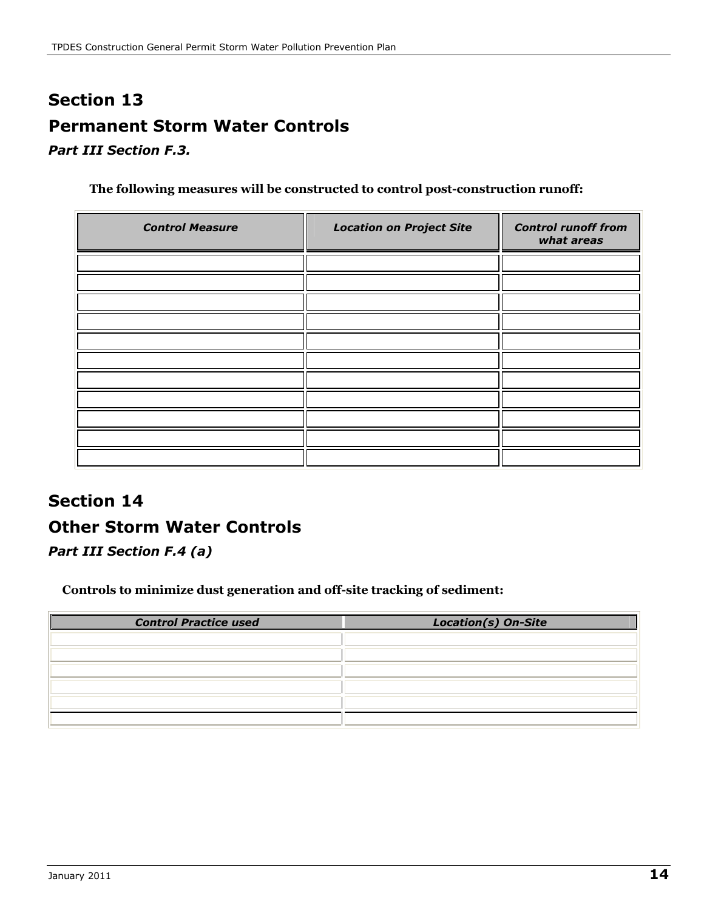# Section 13

## Permanent Storm Water Controls

***Part III Section F.3.***

**The following measures will be constructed to control post-construction runoff:**

| *Control Measure* | *Location on Project Site* | *Control runoff from what areas* |
|---|---|---|
| | | |
| | | |
| | | |
| | | |
| | | |
| | | |
| | | |
| | | |
| | | |
| | | |
| | | |

# Section 14

## Other Storm Water Controls

***Part III Section F.4 (a)***

**Controls to minimize dust generation and off-site tracking of sediment:**

| *Control Practice used* | *Location(s) On-Site* |
|---|---|
| | |
| | |
| | |
| | |
| | |
| | |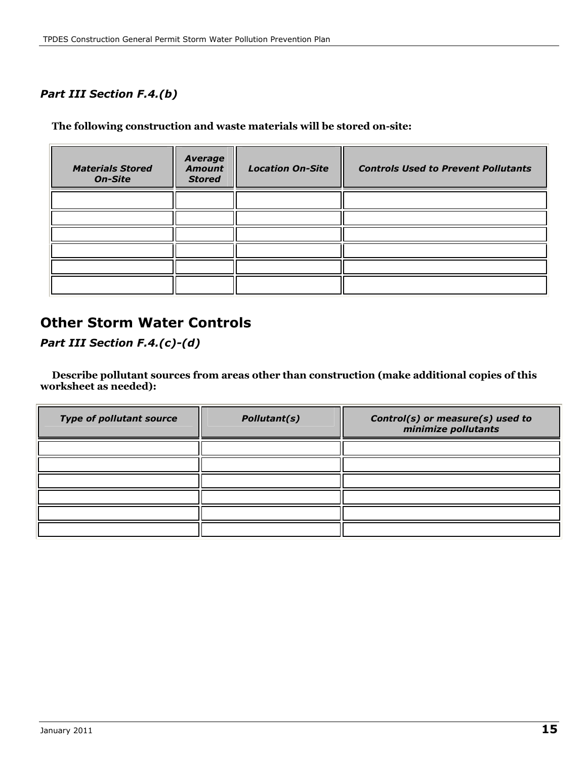### *Part III Section F.4.(b)*

**The following construction and waste materials will be stored on-site:**

| *Materials Stored On-Site* | *Average Amount Stored* | *Location On-Site* | *Controls Used to Prevent Pollutants* |
|---|---|---|---|
| | | | |
| | | | |
| | | | |
| | | | |
| | | | |
| | | | |

## Other Storm Water Controls

### *Part III Section F.4.(c)-(d)*

**Describe pollutant sources from areas other than construction (make additional copies of this worksheet as needed):**

| *Type of pollutant source* | *Pollutant(s)* | *Control(s) or measure(s) used to minimize pollutants* |
|---|---|---|
| | | |
| | | |
| | | |
| | | |
| | | |
| | | |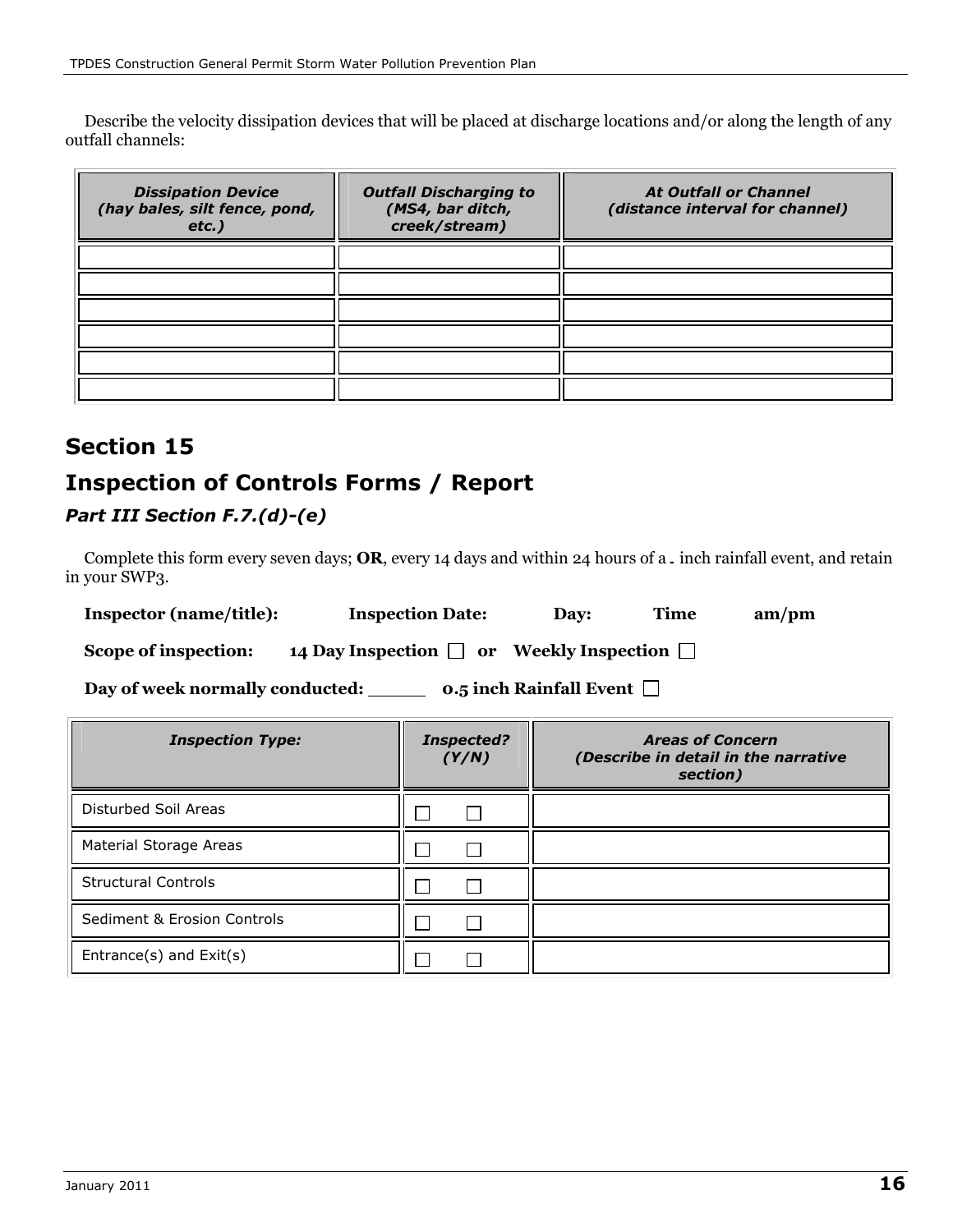Describe the velocity dissipation devices that will be placed at discharge locations and/or along the length of any outfall channels:

| *Dissipation Device (hay bales, silt fence, pond, etc.)* | *Outfall Discharging to (MS4, bar ditch, creek/stream)* | *At Outfall or Channel (distance interval for channel)* |
|---|---|---|
| | | |
| | | |
| | | |
| | | |
| | | |
| | | |

## Section 15

## Inspection of Controls Forms / Report

### *Part III Section F.7.(d)-(e)*

Complete this form every seven days; **OR**, every 14 days and within 24 hours of a . inch rainfall event, and retain in your SWP3.

**Inspector (name/title):** **Inspection Date:** **Day:** **Time** **am/pm**

**Scope of inspection:** **14 Day Inspection** ☐ **or** **Weekly Inspection** ☐

**Day of week normally conducted:** ______ **0.5 inch Rainfall Event** ☐

| *Inspection Type:* | *Inspected? (Y/N)* | *Areas of Concern (Describe in detail in the narrative section)* |
|---|---|---|
| Disturbed Soil Areas | ☐ ☐ | |
| Material Storage Areas | ☐ ☐ | |
| Structural Controls | ☐ ☐ | |
| Sediment & Erosion Controls | ☐ ☐ | |
| Entrance(s) and Exit(s) | ☐ ☐ | |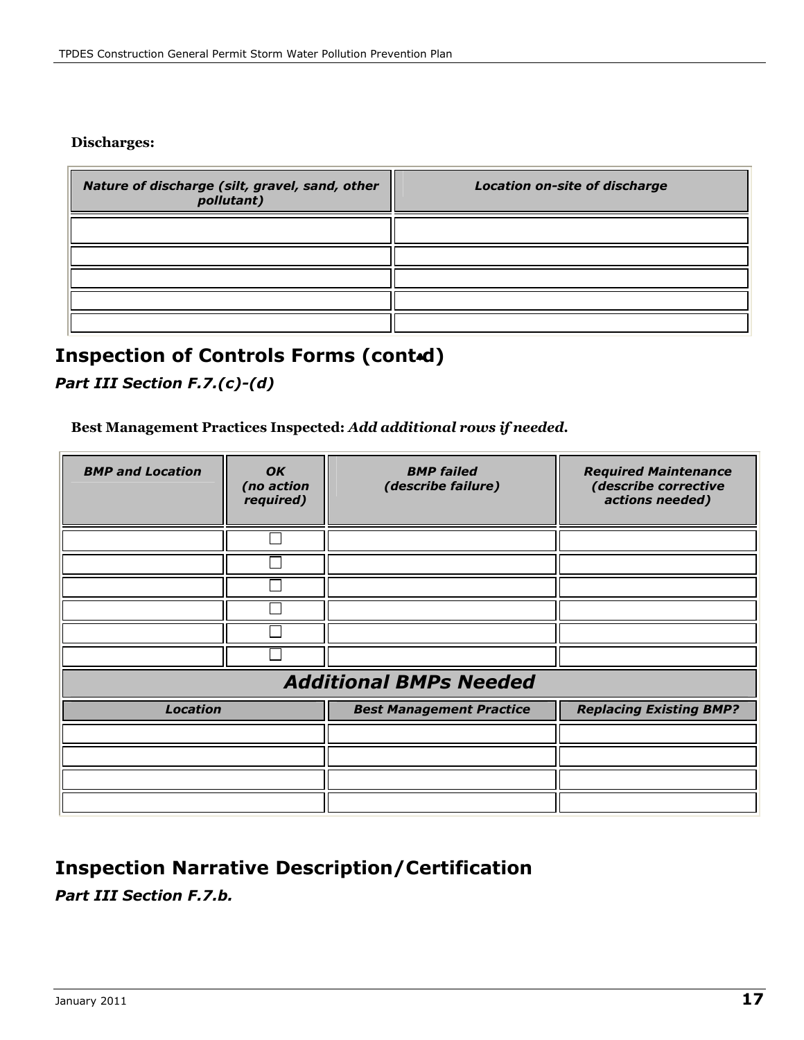**Discharges:**

| *Nature of discharge (silt, gravel, sand, other pollutant)* | *Location on-site of discharge* |
|---|---|
| | |
| | |
| | |
| | |
| | |

## Inspection of Controls Forms (cont'd)

***Part III Section F.7.(c)-(d)***

**Best Management Practices Inspected:** ***Add additional rows if needed.***

| *BMP and Location* | *OK (no action required)* | *BMP failed (describe failure)* | *Required Maintenance (describe corrective actions needed)* |
|---|---|---|---|
| | ☐ | | |
| | ☐ | | |
| | ☐ | | |
| | ☐ | | |
| | ☐ | | |
| | ☐ | | |

***Additional BMPs Needed***

| *Location* | *Best Management Practice* | *Replacing Existing BMP?* |
|---|---|---|
| | | |
| | | |
| | | |
| | | |

## Inspection Narrative Description/Certification

***Part III Section F.7.b.***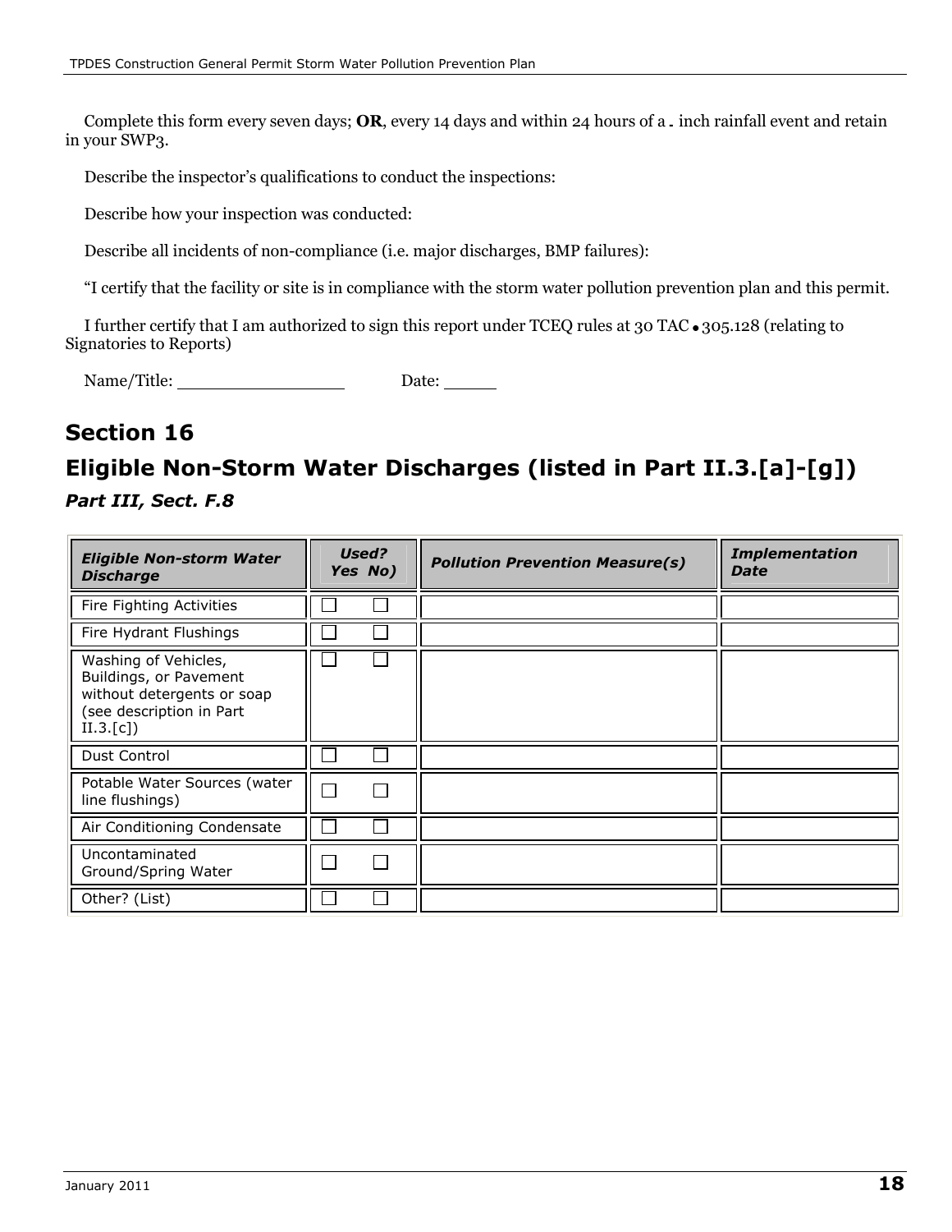Complete this form every seven days; **OR**, every 14 days and within 24 hours of a . inch rainfall event and retain in your SWP3.

Describe the inspector's qualifications to conduct the inspections:

Describe how your inspection was conducted:

Describe all incidents of non-compliance (i.e. major discharges, BMP failures):

"I certify that the facility or site is in compliance with the storm water pollution prevention plan and this permit.

I further certify that I am authorized to sign this report under TCEQ rules at 30 TAC • 305.128 (relating to Signatories to Reports)

Name/Title: \_\_\_\_\_\_\_\_\_\_\_\_\_\_\_\_ Date: \_\_\_\_\_\_

## Section 16

## Eligible Non-Storm Water Discharges (listed in Part II.3.[a]-[g])

### *Part III, Sect. F.8*

| *Eligible Non-storm Water Discharge* | *Used? Yes No)* | *Pollution Prevention Measure(s)* | *Implementation Date* |
|---|---|---|---|
| Fire Fighting Activities | ☐ ☐ | | |
| Fire Hydrant Flushings | ☐ ☐ | | |
| Washing of Vehicles, Buildings, or Pavement without detergents or soap (see description in Part II.3.[c]) | ☐ ☐ | | |
| Dust Control | ☐ ☐ | | |
| Potable Water Sources (water line flushings) | ☐ ☐ | | |
| Air Conditioning Condensate | ☐ ☐ | | |
| Uncontaminated Ground/Spring Water | ☐ ☐ | | |
| Other? (List) | ☐ ☐ | | |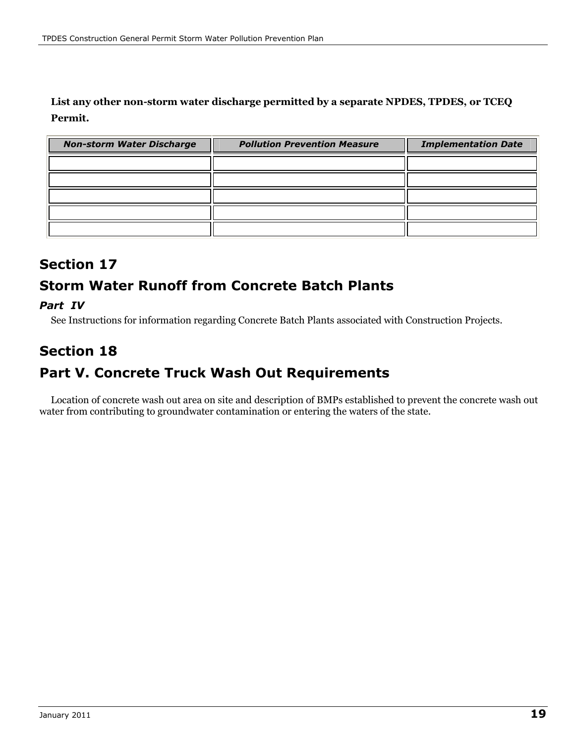**List any other non-storm water discharge permitted by a separate NPDES, TPDES, or TCEQ Permit.**

| *Non-storm Water Discharge* | *Pollution Prevention Measure* | *Implementation Date* |
|---|---|---|
| | | |
| | | |
| | | |
| | | |
| | | |

## Section 17

## Storm Water Runoff from Concrete Batch Plants

### *Part IV*

See Instructions for information regarding Concrete Batch Plants associated with Construction Projects.

## Section 18

## Part V. Concrete Truck Wash Out Requirements

Location of concrete wash out area on site and description of BMPs established to prevent the concrete wash out water from contributing to groundwater contamination or entering the waters of the state.